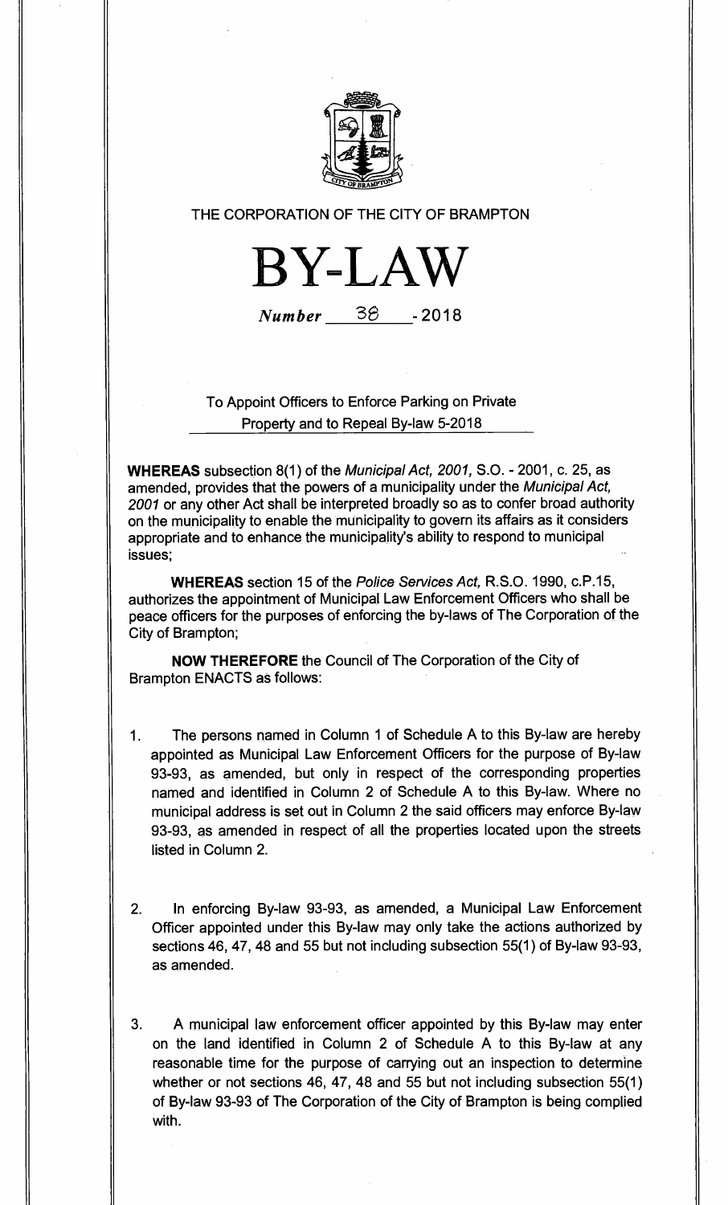THE CORPORATION OF THE CITY OF BRAMPTON

# BY-LAW

*Number* 38 - 2018

To Appoint Officers to Enforce Parking on Private Property and to Repeal By-law 5-2018

**WHEREAS** subsection 8(1) of the *Municipal Act, 2001*, S.O. - 2001, c. 25, as amended, provides that the powers of a municipality under the *Municipal Act, 2001* or any other Act shall be interpreted broadly so as to confer broad authority on the municipality to enable the municipality to govern its affairs as it considers appropriate and to enhance the municipality's ability to respond to municipal issues;

**WHEREAS** section 15 of the *Police Services Act*, R.S.O. 1990, c.P.15, authorizes the appointment of Municipal Law Enforcement Officers who shall be peace officers for the purposes of enforcing the by-laws of The Corporation of the City of Brampton;

**NOW THEREFORE** the Council of The Corporation of the City of Brampton ENACTS as follows:

1. The persons named in Column 1 of Schedule A to this By-law are hereby appointed as Municipal Law Enforcement Officers for the purpose of By-law 93-93, as amended, but only in respect of the corresponding properties named and identified in Column 2 of Schedule A to this By-law. Where no municipal address is set out in Column 2 the said officers may enforce By-law 93-93, as amended in respect of all the properties located upon the streets listed in Column 2.

2. In enforcing By-law 93-93, as amended, a Municipal Law Enforcement Officer appointed under this By-law may only take the actions authorized by sections 46, 47, 48 and 55 but not including subsection 55(1) of By-law 93-93, as amended.

3. A municipal law enforcement officer appointed by this By-law may enter on the land identified in Column 2 of Schedule A to this By-law at any reasonable time for the purpose of carrying out an inspection to determine whether or not sections 46, 47, 48 and 55 but not including subsection 55(1) of By-law 93-93 of The Corporation of the City of Brampton is being complied with.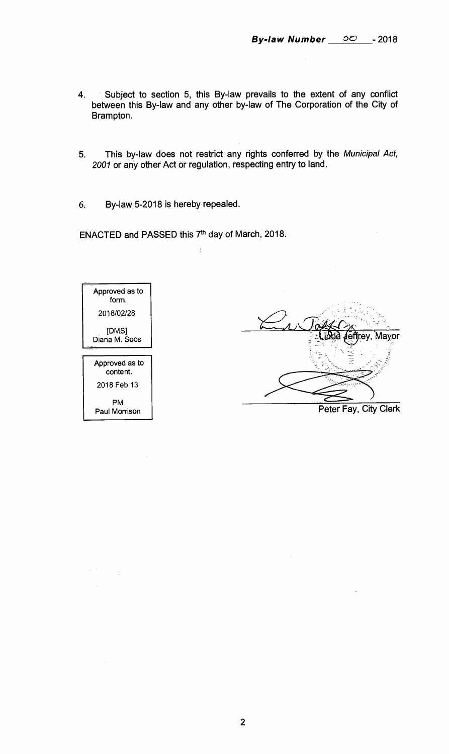4. Subject to section 5, this By-law prevails to the extent of any conflict between this By-law and any other by-law of The Corporation of the City of Brampton.

5. This by-law does not restrict any rights conferred by the *Municipal Act, 2001* or any other Act or regulation, respecting entry to land.

6. By-law 5-2018 is hereby repealed.

ENACTED and PASSED this 7th day of March, 2018.

| Approved as to form. |
|---|
| 2018/02/28 |
| [DMS] Diana M. Soos |

| Approved as to content. |
|---|
| 2018 Feb 13 |
| PM Paul Morrison |

Linda Jeffrey, Mayor

Peter Fay, City Clerk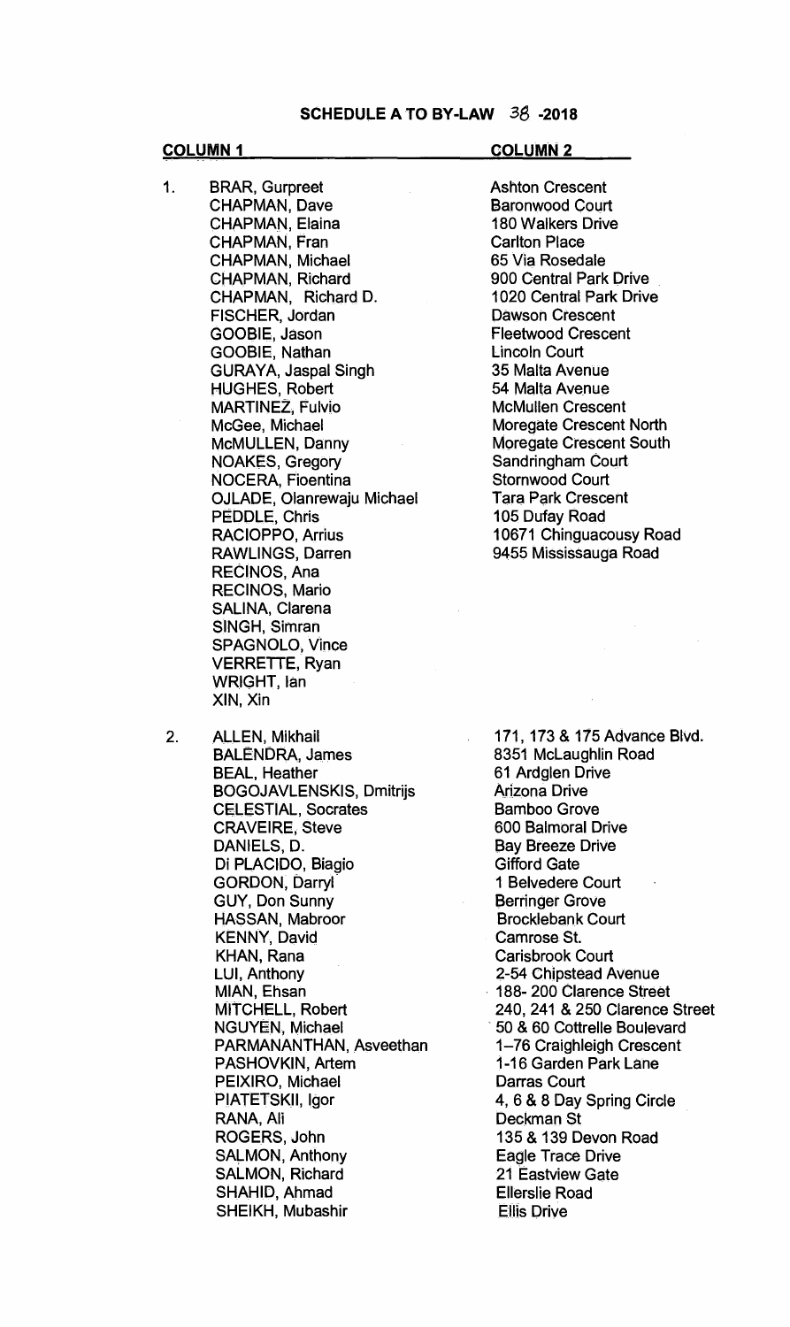# SCHEDULE A TO BY-LAW 38 -2018

| | COLUMN 1 | COLUMN 2 |
|---|---|---|
| 1. | BRAR, Gurpreet | Ashton Crescent |
| | CHAPMAN, Dave | Baronwood Court |
| | CHAPMAN, Elaina | 180 Walkers Drive |
| | CHAPMAN, Fran | Carlton Place |
| | CHAPMAN, Michael | 65 Via Rosedale |
| | CHAPMAN, Richard | 900 Central Park Drive |
| | CHAPMAN, Richard D. | 1020 Central Park Drive |
| | FISCHER, Jordan | Dawson Crescent |
| | GOOBIE, Jason | Fleetwood Crescent |
| | GOOBIE, Nathan | Lincoln Court |
| | GURAYA, Jaspal Singh | 35 Malta Avenue |
| | HUGHES, Robert | 54 Malta Avenue |
| | MARTINEZ, Fulvio | McMullen Crescent |
| | McGee, Michael | Moregate Crescent North |
| | McMULLEN, Danny | Moregate Crescent South |
| | NOAKES, Gregory | Sandringham Court |
| | NOCERA, Fioentina | Stornwood Court |
| | OJLADE, Olanrewaju Michael | Tara Park Crescent |
| | PEDDLE, Chris | 105 Dufay Road |
| | RACIOPPO, Arrius | 10671 Chinguacousy Road |
| | RAWLINGS, Darren | 9455 Mississauga Road |
| | RECINOS, Ana | |
| | RECINOS, Mario | |
| | SALINA, Clarena | |
| | SINGH, Simran | |
| | SPAGNOLO, Vince | |
| | VERRETTE, Ryan | |
| | WRIGHT, Ian | |
| | XIN, Xin | |
| 2. | ALLEN, Mikhail | 171, 173 & 175 Advance Blvd. |
| | BALENDRA, James | 8351 McLaughlin Road |
| | BEAL, Heather | 61 Ardglen Drive |
| | BOGOJAVLENSKIS, Dmitrijs | Arizona Drive |
| | CELESTIAL, Socrates | Bamboo Grove |
| | CRAVEIRE, Steve | 600 Balmoral Drive |
| | DANIELS, D. | Bay Breeze Drive |
| | Di PLACIDO, Biagio | Gifford Gate |
| | GORDON, Darryl | 1 Belvedere Court |
| | GUY, Don Sunny | Berringer Grove |
| | HASSAN, Mabroor | Brocklebank Court |
| | KENNY, David | Camrose St. |
| | KHAN, Rana | Carisbrook Court |
| | LUI, Anthony | 2-54 Chipstead Avenue |
| | MIAN, Ehsan | 188- 200 Clarence Street |
| | MITCHELL, Robert | 240, 241 & 250 Clarence Street |
| | NGUYEN, Michael | 50 & 60 Cottrelle Boulevard |
| | PARMANANTHAN, Asveethan | 1–76 Craighleigh Crescent |
| | PASHOVKIN, Artem | 1-16 Garden Park Lane |
| | PEIXIRO, Michael | Darras Court |
| | PIATETSKII, Igor | 4, 6 & 8 Day Spring Circle |
| | RANA, Ali | Deckman St |
| | ROGERS, John | 135 & 139 Devon Road |
| | SALMON, Anthony | Eagle Trace Drive |
| | SALMON, Richard | 21 Eastview Gate |
| | SHAHID, Ahmad | Ellerslie Road |
| | SHEIKH, Mubashir | Ellis Drive |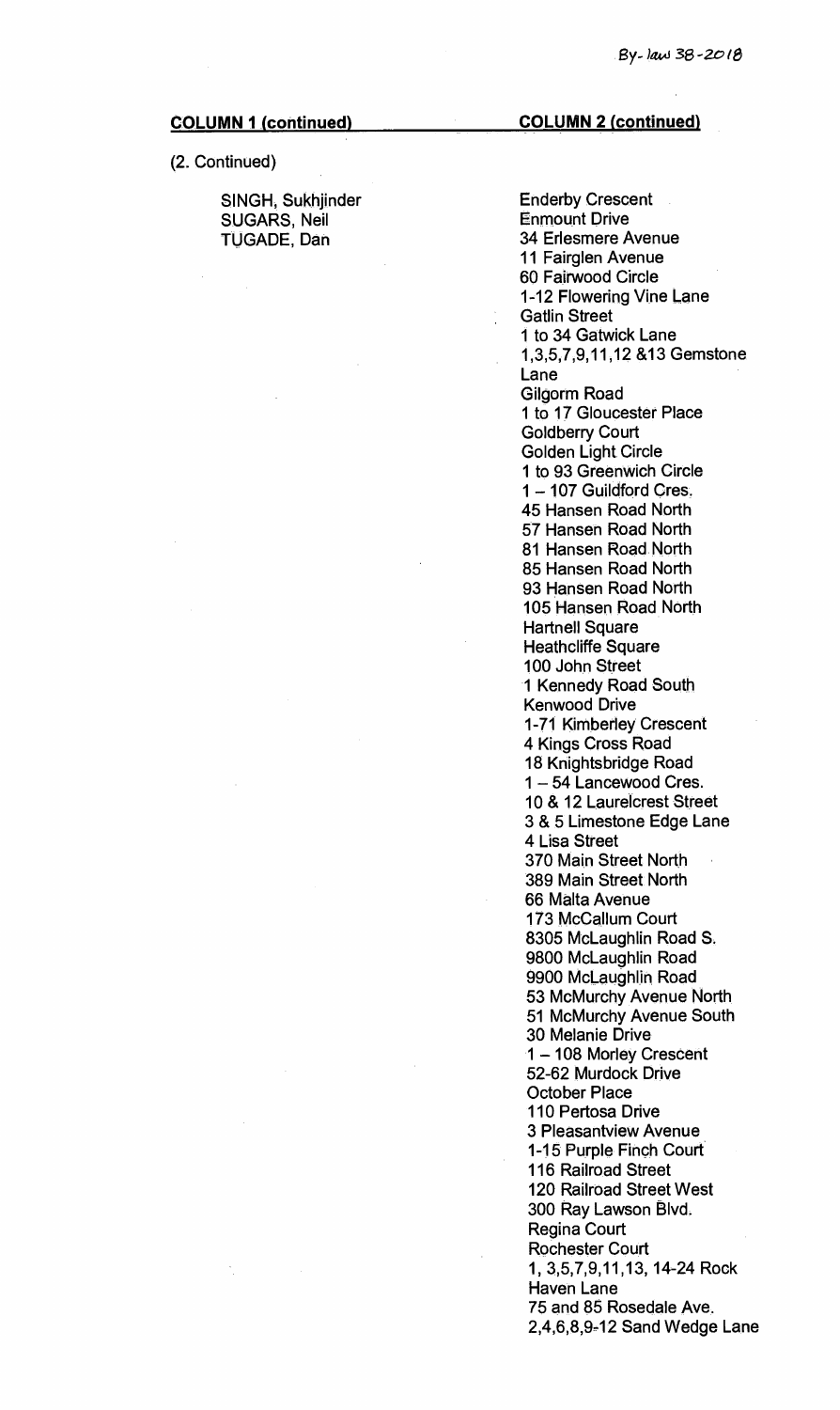By-law 38-2018

| COLUMN 1 (continued) | COLUMN 2 (continued) |
|---|---|
| (2. Continued) | |
| SINGH, Sukhjinder | Enderby Crescent |
| SUGARS, Neil | Enmount Drive |
| TUGADE, Dan | 34 Erlesmere Avenue |
| | 11 Fairglen Avenue |
| | 60 Fairwood Circle |
| | 1-12 Flowering Vine Lane |
| | Gatlin Street |
| | 1 to 34 Gatwick Lane |
| | 1,3,5,7,9,11,12 &13 Gemstone Lane |
| | Gilgorm Road |
| | 1 to 17 Gloucester Place |
| | Goldberry Court |
| | Golden Light Circle |
| | 1 to 93 Greenwich Circle |
| | 1 – 107 Guildford Cres. |
| | 45 Hansen Road North |
| | 57 Hansen Road North |
| | 81 Hansen Road North |
| | 85 Hansen Road North |
| | 93 Hansen Road North |
| | 105 Hansen Road North |
| | Hartnell Square |
| | Heathcliffe Square |
| | 100 John Street |
| | 1 Kennedy Road South |
| | Kenwood Drive |
| | 1-71 Kimberley Crescent |
| | 4 Kings Cross Road |
| | 18 Knightsbridge Road |
| | 1 – 54 Lancewood Cres. |
| | 10 & 12 Laurelcrest Street |
| | 3 & 5 Limestone Edge Lane |
| | 4 Lisa Street |
| | 370 Main Street North |
| | 389 Main Street North |
| | 66 Malta Avenue |
| | 173 McCallum Court |
| | 8305 McLaughlin Road S. |
| | 9800 McLaughlin Road |
| | 9900 McLaughlin Road |
| | 53 McMurchy Avenue North |
| | 51 McMurchy Avenue South |
| | 30 Melanie Drive |
| | 1 – 108 Morley Crescent |
| | 52-62 Murdock Drive |
| | October Place |
| | 110 Pertosa Drive |
| | 3 Pleasantview Avenue |
| | 1-15 Purple Finch Court |
| | 116 Railroad Street |
| | 120 Railroad Street West |
| | 300 Ray Lawson Blvd. |
| | Regina Court |
| | Rochester Court |
| | 1, 3,5,7,9,11,13, 14-24 Rock Haven Lane |
| | 75 and 85 Rosedale Ave. |
| | 2,4,6,8,9-12 Sand Wedge Lane |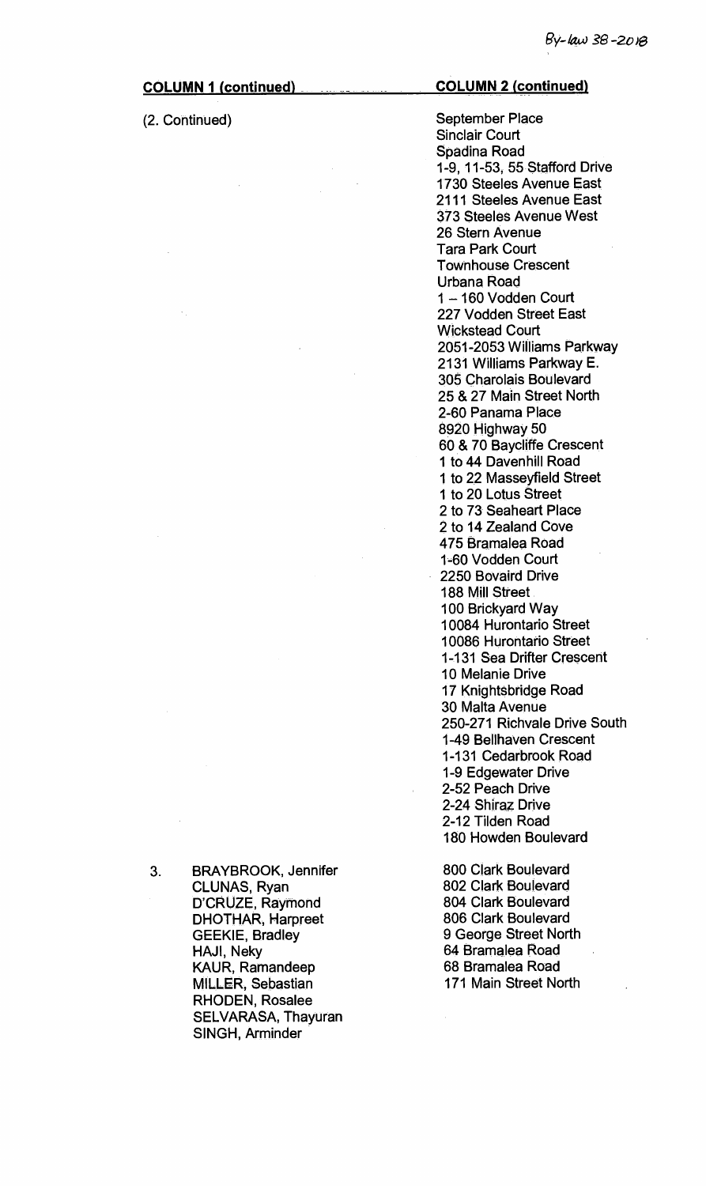| COLUMN 1 (continued) | COLUMN 2 (continued) |
|---|---|
| (2. Continued) | September Place<br>Sinclair Court<br>Spadina Road<br>1-9, 11-53, 55 Stafford Drive<br>1730 Steeles Avenue East<br>2111 Steeles Avenue East<br>373 Steeles Avenue West<br>26 Stern Avenue<br>Tara Park Court<br>Townhouse Crescent<br>Urbana Road<br>1 – 160 Vodden Court<br>227 Vodden Street East<br>Wickstead Court<br>2051-2053 Williams Parkway<br>2131 Williams Parkway E.<br>305 Charolais Boulevard<br>25 & 27 Main Street North<br>2-60 Panama Place<br>8920 Highway 50<br>60 & 70 Baycliffe Crescent<br>1 to 44 Davenhill Road<br>1 to 22 Masseyfield Street<br>1 to 20 Lotus Street<br>2 to 73 Seaheart Place<br>2 to 14 Zealand Cove<br>475 Bramalea Road<br>1-60 Vodden Court<br>2250 Bovaird Drive<br>188 Mill Street<br>100 Brickyard Way<br>10084 Hurontario Street<br>10086 Hurontario Street<br>1-131 Sea Drifter Crescent<br>10 Melanie Drive<br>17 Knightsbridge Road<br>30 Malta Avenue<br>250-271 Richvale Drive South<br>1-49 Bellhaven Crescent<br>1-131 Cedarbrook Road<br>1-9 Edgewater Drive<br>2-52 Peach Drive<br>2-24 Shiraz Drive<br>2-12 Tilden Road<br>180 Howden Boulevard |
| 3. BRAYBROOK, Jennifer<br>CLUNAS, Ryan<br>D'CRUZE, Raymond<br>DHOTHAR, Harpreet<br>GEEKIE, Bradley<br>HAJI, Neky<br>KAUR, Ramandeep<br>MILLER, Sebastian<br>RHODEN, Rosalee<br>SELVARASA, Thayuran<br>SINGH, Arminder | 800 Clark Boulevard<br>802 Clark Boulevard<br>804 Clark Boulevard<br>806 Clark Boulevard<br>9 George Street North<br>64 Bramalea Road<br>68 Bramalea Road<br>171 Main Street North |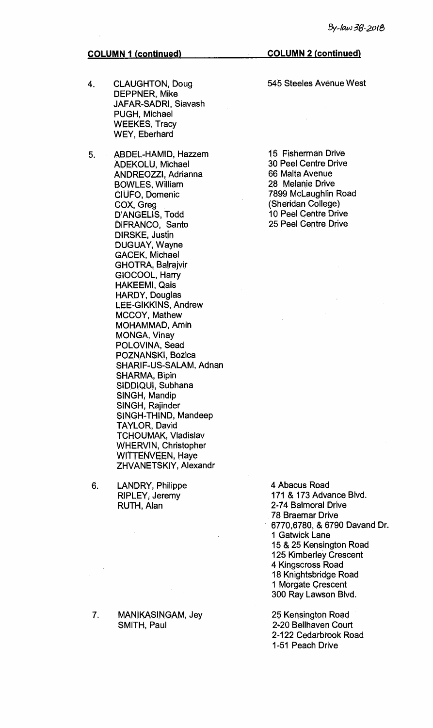| | COLUMN 1 (continued) | COLUMN 2 (continued) |
|---|---|---|
| 4. | CLAUGHTON, Doug<br>DEPPNER, Mike<br>JAFAR-SADRI, Siavash<br>PUGH, Michael<br>WEEKES, Tracy<br>WEY, Eberhard | 545 Steeles Avenue West |
| 5. | ABDEL-HAMID, Hazzem<br>ADEKOLU, Michael<br>ANDREOZZI, Adrianna<br>BOWLES, William<br>CIUFO, Domenic<br>COX, Greg<br>D'ANGELIS, Todd<br>DiFRANCO, Santo<br>DIRSKE, Justin<br>DUGUAY, Wayne<br>GACEK, Michael<br>GHOTRA, Balrajvir<br>GIOCOOL, Harry<br>HAKEEMI, Qais<br>HARDY, Douglas<br>LEE-GIKKINS, Andrew<br>MCCOY, Mathew<br>MOHAMMAD, Amin<br>MONGA, Vinay<br>POLOVINA, Sead<br>POZNANSKI, Bozica<br>SHARIF-US-SALAM, Adnan<br>SHARMA, Bipin<br>SIDDIQUI, Subhana<br>SINGH, Mandip<br>SINGH, Rajinder<br>SINGH-THIND, Mandeep<br>TAYLOR, David<br>TCHOUMAK, Vladislav<br>WHERVIN, Christopher<br>WITTENVEEN, Haye<br>ZHVANETSKIY, Alexandr | 15 Fisherman Drive<br>30 Peel Centre Drive<br>66 Malta Avenue<br>28 Melanie Drive<br>7899 McLaughlin Road<br>(Sheridan College)<br>10 Peel Centre Drive<br>25 Peel Centre Drive |
| 6. | LANDRY, Philippe<br>RIPLEY, Jeremy<br>RUTH, Alan | 4 Abacus Road<br>171 & 173 Advance Blvd.<br>2-74 Balmoral Drive<br>78 Braemar Drive<br>6770,6780, & 6790 Davand Dr.<br>1 Gatwick Lane<br>15 & 25 Kensington Road<br>125 Kimberley Crescent<br>4 Kingscross Road<br>18 Knightsbridge Road<br>1 Morgate Crescent<br>300 Ray Lawson Blvd. |
| 7. | MANIKASINGAM, Jey<br>SMITH, Paul | 25 Kensington Road<br>2-20 Bellhaven Court<br>2-122 Cedarbrook Road<br>1-51 Peach Drive |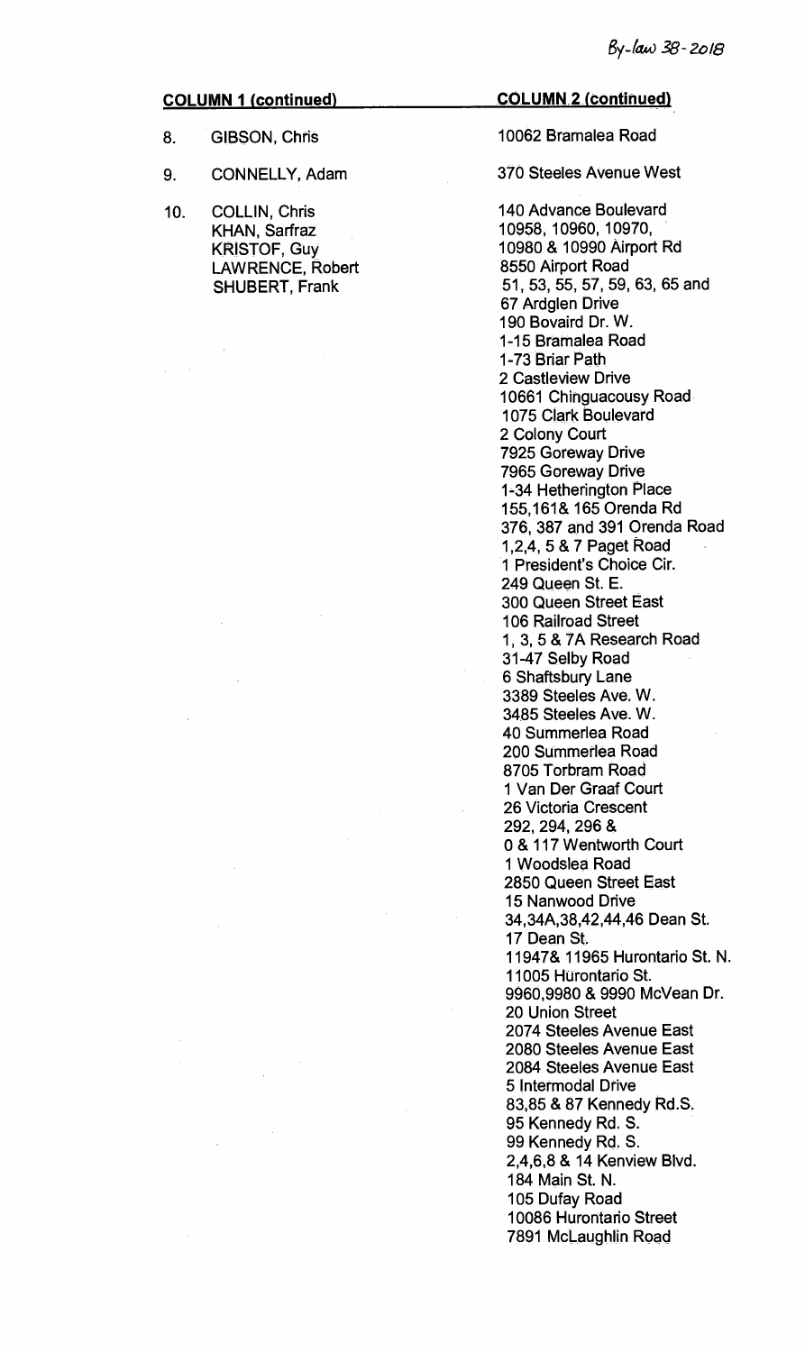| | COLUMN 1 (continued) | COLUMN 2 (continued) |
|---|---|---|
| 8. | GIBSON, Chris | 10062 Bramalea Road |
| 9. | CONNELLY, Adam | 370 Steeles Avenue West |
| 10. | COLLIN, Chris | 140 Advance Boulevard |
| | KHAN, Sarfraz | 10958, 10960, 10970, |
| | KRISTOF, Guy | 10980 & 10990 Airport Rd |
| | LAWRENCE, Robert | 8550 Airport Road |
| | SHUBERT, Frank | 51, 53, 55, 57, 59, 63, 65 and |
| | | 67 Ardglen Drive |
| | | 190 Bovaird Dr. W. |
| | | 1-15 Bramalea Road |
| | | 1-73 Briar Path |
| | | 2 Castleview Drive |
| | | 10661 Chinguacousy Road |
| | | 1075 Clark Boulevard |
| | | 2 Colony Court |
| | | 7925 Goreway Drive |
| | | 7965 Goreway Drive |
| | | 1-34 Hetherington Place |
| | | 155,161& 165 Orenda Rd |
| | | 376, 387 and 391 Orenda Road |
| | | 1,2,4, 5 & 7 Paget Road |
| | | 1 President's Choice Cir. |
| | | 249 Queen St. E. |
| | | 300 Queen Street East |
| | | 106 Railroad Street |
| | | 1, 3, 5 & 7A Research Road |
| | | 31-47 Selby Road |
| | | 6 Shaftsbury Lane |
| | | 3389 Steeles Ave. W. |
| | | 3485 Steeles Ave. W. |
| | | 40 Summerlea Road |
| | | 200 Summerlea Road |
| | | 8705 Torbram Road |
| | | 1 Van Der Graaf Court |
| | | 26 Victoria Crescent |
| | | 292, 294, 296 & |
| | | 0 & 117 Wentworth Court |
| | | 1 Woodslea Road |
| | | 2850 Queen Street East |
| | | 15 Nanwood Drive |
| | | 34,34A,38,42,44,46 Dean St. |
| | | 17 Dean St. |
| | | 11947& 11965 Hurontario St. N. |
| | | 11005 Hurontario St. |
| | | 9960,9980 & 9990 McVean Dr. |
| | | 20 Union Street |
| | | 2074 Steeles Avenue East |
| | | 2080 Steeles Avenue East |
| | | 2084 Steeles Avenue East |
| | | 5 Intermodal Drive |
| | | 83,85 & 87 Kennedy Rd.S. |
| | | 95 Kennedy Rd. S. |
| | | 99 Kennedy Rd. S. |
| | | 2,4,6,8 & 14 Kenview Blvd. |
| | | 184 Main St. N. |
| | | 105 Dufay Road |
| | | 10086 Hurontario Street |
| | | 7891 McLaughlin Road |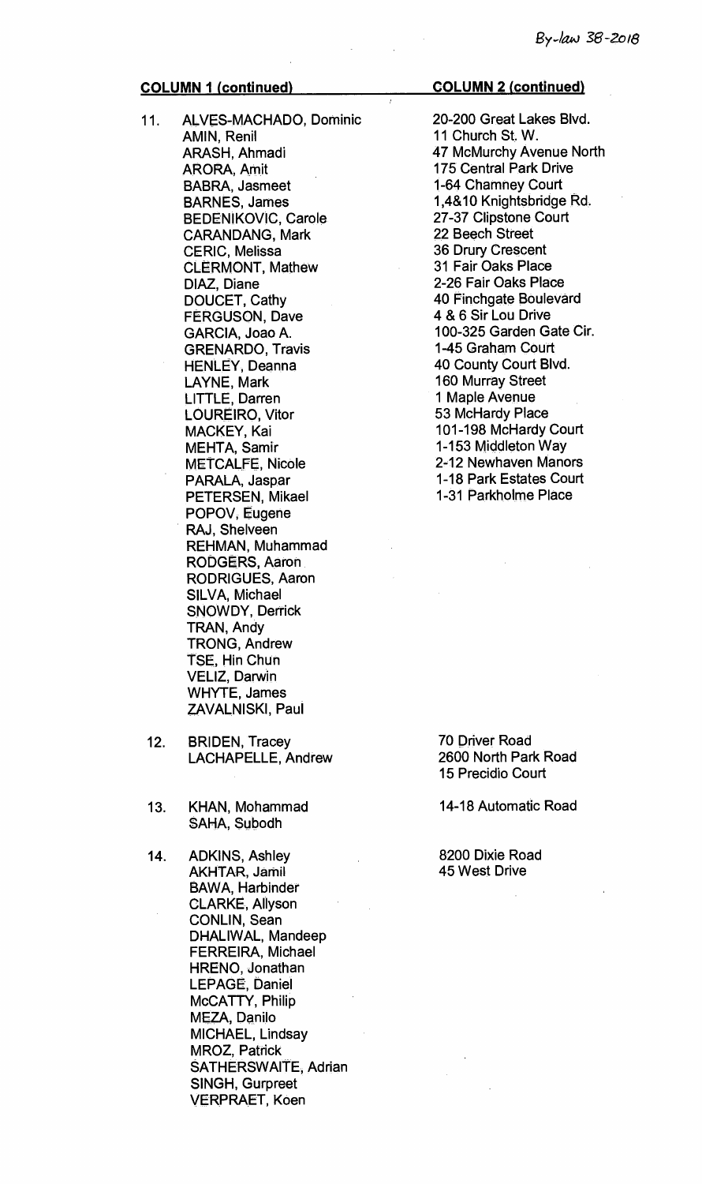| | COLUMN 1 (continued) | COLUMN 2 (continued) |
|---|---|---|
| 11. | ALVES-MACHADO, Dominic<br>AMIN, Renil<br>ARASH, Ahmadi<br>ARORA, Amit<br>BABRA, Jasmeet<br>BARNES, James<br>BEDENIKOVIC, Carole<br>CARANDANG, Mark<br>CERIC, Melissa<br>CLERMONT, Mathew<br>DIAZ, Diane<br>DOUCET, Cathy<br>FERGUSON, Dave<br>GARCIA, Joao A.<br>GRENARDO, Travis<br>HENLEY, Deanna<br>LAYNE, Mark<br>LITTLE, Darren<br>LOUREIRO, Vitor<br>MACKEY, Kai<br>MEHTA, Samir<br>METCALFE, Nicole<br>PARALA, Jaspar<br>PETERSEN, Mikael<br>POPOV, Eugene<br>RAJ, Shelveen<br>REHMAN, Muhammad<br>RODGERS, Aaron<br>RODRIGUES, Aaron<br>SILVA, Michael<br>SNOWDY, Derrick<br>TRAN, Andy<br>TRONG, Andrew<br>TSE, Hin Chun<br>VELIZ, Darwin<br>WHYTE, James<br>ZAVALNISKI, Paul | 20-200 Great Lakes Blvd.<br>11 Church St. W.<br>47 McMurchy Avenue North<br>175 Central Park Drive<br>1-64 Chamney Court<br>1,4&10 Knightsbridge Rd.<br>27-37 Clipstone Court<br>22 Beech Street<br>36 Drury Crescent<br>31 Fair Oaks Place<br>2-26 Fair Oaks Place<br>40 Finchgate Boulevard<br>4 & 6 Sir Lou Drive<br>100-325 Garden Gate Cir.<br>1-45 Graham Court<br>40 County Court Blvd.<br>160 Murray Street<br>1 Maple Avenue<br>53 McHardy Place<br>101-198 McHardy Court<br>1-153 Middleton Way<br>2-12 Newhaven Manors<br>1-18 Park Estates Court<br>1-31 Parkholme Place |
| 12. | BRIDEN, Tracey<br>LACHAPELLE, Andrew | 70 Driver Road<br>2600 North Park Road<br>15 Precidio Court |
| 13. | KHAN, Mohammad<br>SAHA, Subodh | 14-18 Automatic Road |
| 14. | ADKINS, Ashley<br>AKHTAR, Jamil<br>BAWA, Harbinder<br>CLARKE, Allyson<br>CONLIN, Sean<br>DHALIWAL, Mandeep<br>FERREIRA, Michael<br>HRENO, Jonathan<br>LEPAGE, Daniel<br>McCATTY, Philip<br>MEZA, Danilo<br>MICHAEL, Lindsay<br>MROZ, Patrick<br>SATHERSWAITE, Adrian<br>SINGH, Gurpreet<br>VERPRAET, Koen | 8200 Dixie Road<br>45 West Drive |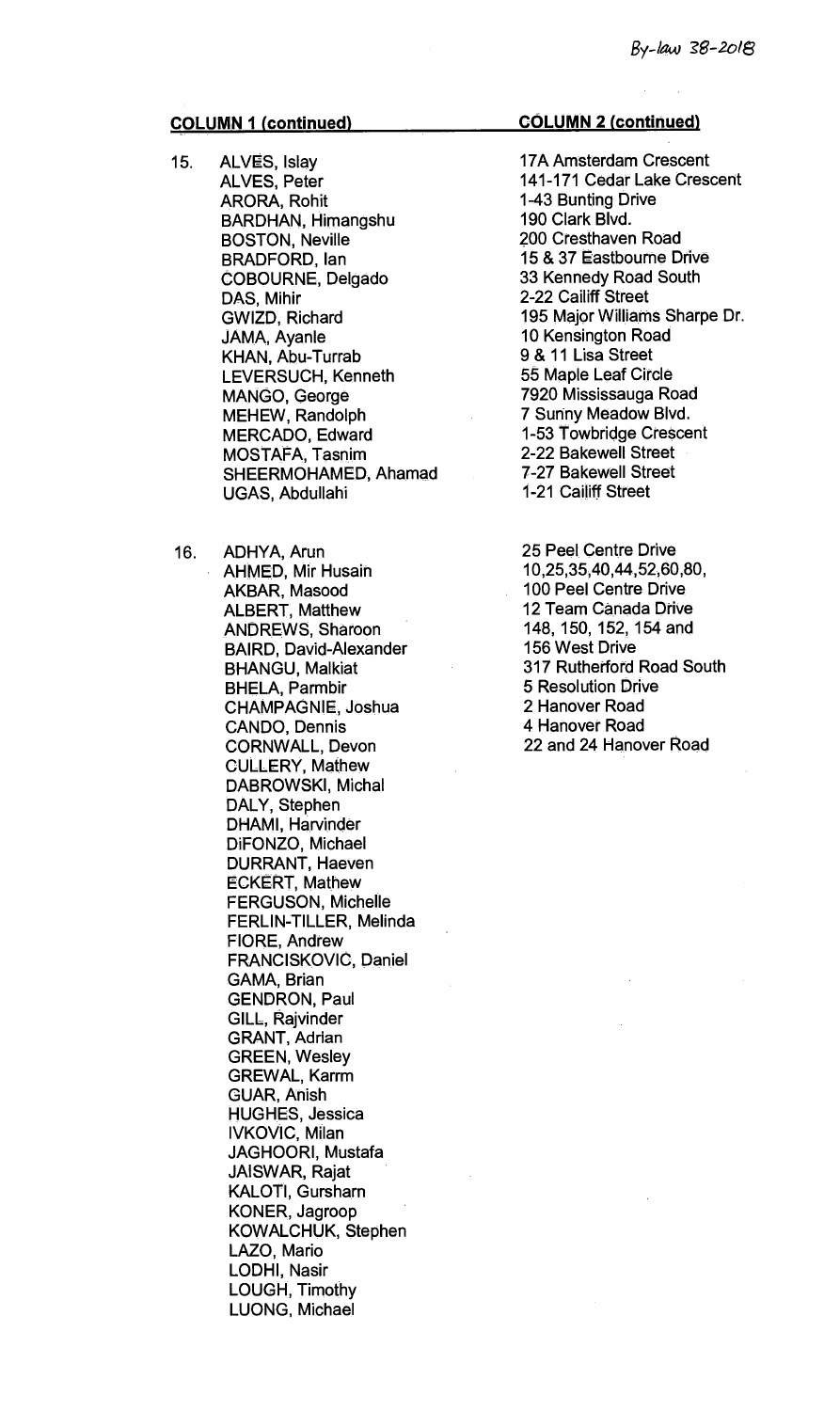| COLUMN 1 (continued) | | COLUMN 2 (continued) |
|---|---|---|
| 15. | ALVES, Islay | 17A Amsterdam Crescent |
| | ALVES, Peter | 141-171 Cedar Lake Crescent |
| | ARORA, Rohit | 1-43 Bunting Drive |
| | BARDHAN, Himangshu | 190 Clark Blvd. |
| | BOSTON, Neville | 200 Cresthaven Road |
| | BRADFORD, Ian | 15 & 37 Eastbourne Drive |
| | COBOURNE, Delgado | 33 Kennedy Road South |
| | DAS, Mihir | 2-22 Cailiff Street |
| | GWIZD, Richard | 195 Major Williams Sharpe Dr. |
| | JAMA, Ayanle | 10 Kensington Road |
| | KHAN, Abu-Turrab | 9 & 11 Lisa Street |
| | LEVERSUCH, Kenneth | 55 Maple Leaf Circle |
| | MANGO, George | 7920 Mississauga Road |
| | MEHEW, Randolph | 7 Sunny Meadow Blvd. |
| | MERCADO, Edward | 1-53 Towbridge Crescent |
| | MOSTAFA, Tasnim | 2-22 Bakewell Street |
| | SHEERMOHAMED, Ahamad | 7-27 Bakewell Street |
| | UGAS, Abdullahi | 1-21 Cailiff Street |
| 16. | ADHYA, Arun | 25 Peel Centre Drive |
| | AHMED, Mir Husain | 10,25,35,40,44,52,60,80, |
| | AKBAR, Masood | 100 Peel Centre Drive |
| | ALBERT, Matthew | 12 Team Canada Drive |
| | ANDREWS, Sharoon | 148, 150, 152, 154 and |
| | BAIRD, David-Alexander | 156 West Drive |
| | BHANGU, Malkiat | 317 Rutherford Road South |
| | BHELA, Parmbir | 5 Resolution Drive |
| | CHAMPAGNIE, Joshua | 2 Hanover Road |
| | CANDO, Dennis | 4 Hanover Road |
| | CORNWALL, Devon | 22 and 24 Hanover Road |
| | CULLERY, Mathew | |
| | DABROWSKI, Michal | |
| | DALY, Stephen | |
| | DHAMI, Harvinder | |
| | DiFONZO, Michael | |
| | DURRANT, Haeven | |
| | ECKERT, Mathew | |
| | FERGUSON, Michelle | |
| | FERLIN-TILLER, Melinda | |
| | FIORE, Andrew | |
| | FRANCISKOVIC, Daniel | |
| | GAMA, Brian | |
| | GENDRON, Paul | |
| | GILL, Rajvinder | |
| | GRANT, Adrian | |
| | GREEN, Wesley | |
| | GREWAL, Karrm | |
| | GUAR, Anish | |
| | HUGHES, Jessica | |
| | IVKOVIC, Milan | |
| | JAGHOORI, Mustafa | |
| | JAISWAR, Rajat | |
| | KALOTI, Gursharn | |
| | KONER, Jagroop | |
| | KOWALCHUK, Stephen | |
| | LAZO, Mario | |
| | LODHI, Nasir | |
| | LOUGH, Timothy | |
| | LUONG, Michael | |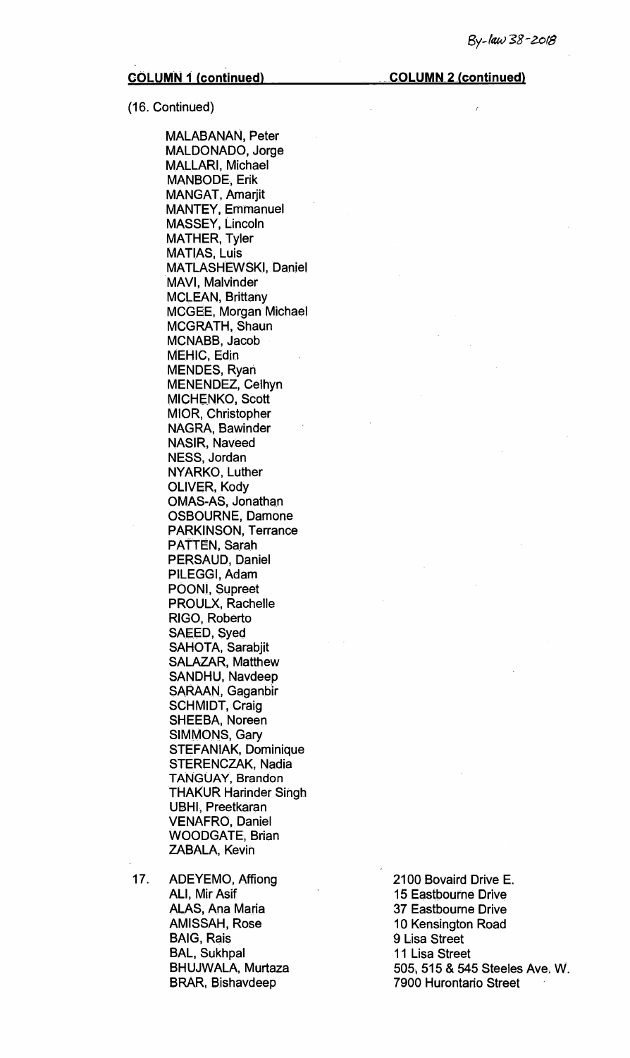*By-law 38-2018*

| COLUMN 1 (continued) | COLUMN 2 (continued) |
|---|---|
| (16. Continued) | |
| MALABANAN, Peter | |
| MALDONADO, Jorge | |
| MALLARI, Michael | |
| MANBODE, Erik | |
| MANGAT, Amarjit | |
| MANTEY, Emmanuel | |
| MASSEY, Lincoln | |
| MATHER, Tyler | |
| MATIAS, Luis | |
| MATLASHEWSKI, Daniel | |
| MAVI, Malvinder | |
| MCLEAN, Brittany | |
| MCGEE, Morgan Michael | |
| MCGRATH, Shaun | |
| MCNABB, Jacob | |
| MEHIC, Edin | |
| MENDES, Ryan | |
| MENENDEZ, Celhyn | |
| MICHENKO, Scott | |
| MIOR, Christopher | |
| NAGRA, Bawinder | |
| NASIR, Naveed | |
| NESS, Jordan | |
| NYARKO, Luther | |
| OLIVER, Kody | |
| OMAS-AS, Jonathan | |
| OSBOURNE, Damone | |
| PARKINSON, Terrance | |
| PATTEN, Sarah | |
| PERSAUD, Daniel | |
| PILEGGI, Adam | |
| POONI, Supreet | |
| PROULX, Rachelle | |
| RIGO, Roberto | |
| SAEED, Syed | |
| SAHOTA, Sarabjit | |
| SALAZAR, Matthew | |
| SANDHU, Navdeep | |
| SARAAN, Gaganbir | |
| SCHMIDT, Craig | |
| SHEEBA, Noreen | |
| SIMMONS, Gary | |
| STEFANIAK, Dominique | |
| STERENCZAK, Nadia | |
| TANGUAY, Brandon | |
| THAKUR Harinder Singh | |
| UBHI, Preetkaran | |
| VENAFRO, Daniel | |
| WOODGATE, Brian | |
| ZABALA, Kevin | |
| 17. ADEYEMO, Affiong | 2100 Bovaird Drive E. |
| ALI, Mir Asif | 15 Eastbourne Drive |
| ALAS, Ana Maria | 37 Eastbourne Drive |
| AMISSAH, Rose | 10 Kensington Road |
| BAIG, Rais | 9 Lisa Street |
| BAL, Sukhpal | 11 Lisa Street |
| BHUJWALA, Murtaza | 505, 515 & 545 Steeles Ave. W. |
| BRAR, Bishavdeep | 7900 Hurontario Street |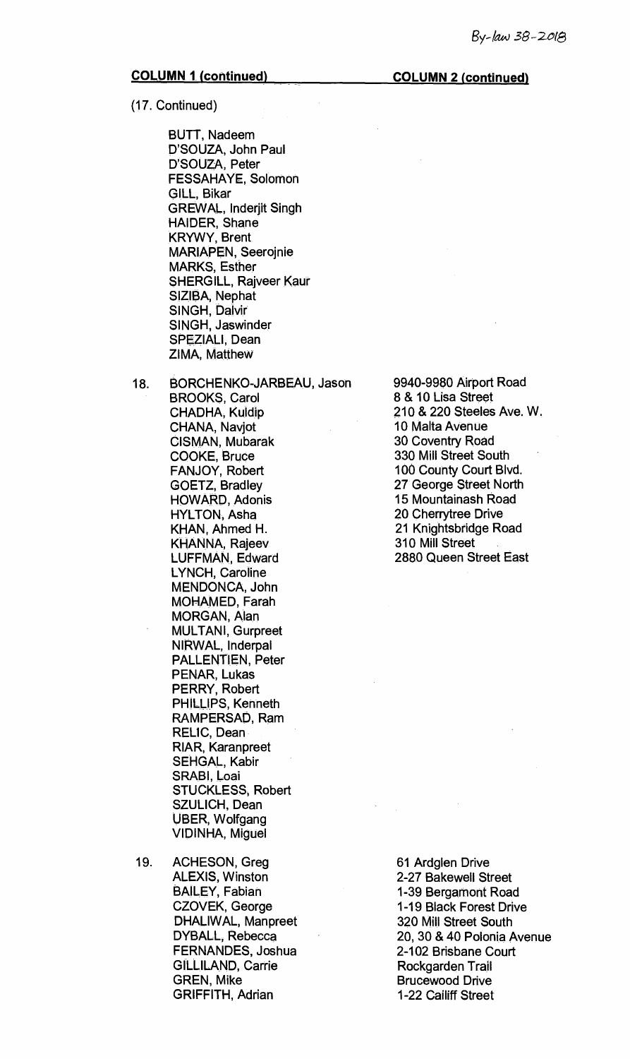| | COLUMN 1 (continued) | COLUMN 2 (continued) |
|---|---|---|
| | (17. Continued) | |
| | BUTT, Nadeem | |
| | D'SOUZA, John Paul | |
| | D'SOUZA, Peter | |
| | FESSAHAYE, Solomon | |
| | GILL, Bikar | |
| | GREWAL, Inderjit Singh | |
| | HAIDER, Shane | |
| | KRYWY, Brent | |
| | MARIAPEN, Seerojnie | |
| | MARKS, Esther | |
| | SHERGILL, Rajveer Kaur | |
| | SIZIBA, Nephat | |
| | SINGH, Dalvir | |
| | SINGH, Jaswinder | |
| | SPEZIALI, Dean | |
| | ZIMA, Matthew | |
| 18. | BORCHENKO-JARBEAU, Jason | 9940-9980 Airport Road |
| | BROOKS, Carol | 8 & 10 Lisa Street |
| | CHADHA, Kuldip | 210 & 220 Steeles Ave. W. |
| | CHANA, Navjot | 10 Malta Avenue |
| | CISMAN, Mubarak | 30 Coventry Road |
| | COOKE, Bruce | 330 Mill Street South |
| | FANJOY, Robert | 100 County Court Blvd. |
| | GOETZ, Bradley | 27 George Street North |
| | HOWARD, Adonis | 15 Mountainash Road |
| | HYLTON, Asha | 20 Cherrytree Drive |
| | KHAN, Ahmed H. | 21 Knightsbridge Road |
| | KHANNA, Rajeev | 310 Mill Street |
| | LUFFMAN, Edward | 2880 Queen Street East |
| | LYNCH, Caroline | |
| | MENDONCA, John | |
| | MOHAMED, Farah | |
| | MORGAN, Alan | |
| | MULTANI, Gurpreet | |
| | NIRWAL, Inderpal | |
| | PALLENTIEN, Peter | |
| | PENAR, Lukas | |
| | PERRY, Robert | |
| | PHILLIPS, Kenneth | |
| | RAMPERSAD, Ram | |
| | RELIC, Dean | |
| | RIAR, Karanpreet | |
| | SEHGAL, Kabir | |
| | SRABI, Loai | |
| | STUCKLESS, Robert | |
| | SZULICH, Dean | |
| | UBER, Wolfgang | |
| | VIDINHA, Miguel | |
| 19. | ACHESON, Greg | 61 Ardglen Drive |
| | ALEXIS, Winston | 2-27 Bakewell Street |
| | BAILEY, Fabian | 1-39 Bergamont Road |
| | CZOVEK, George | 1-19 Black Forest Drive |
| | DHALIWAL, Manpreet | 320 Mill Street South |
| | DYBALL, Rebecca | 20, 30 & 40 Polonia Avenue |
| | FERNANDES, Joshua | 2-102 Brisbane Court |
| | GILLILAND, Carrie | Rockgarden Trail |
| | GREN, Mike | Brucewood Drive |
| | GRIFFITH, Adrian | 1-22 Cailiff Street |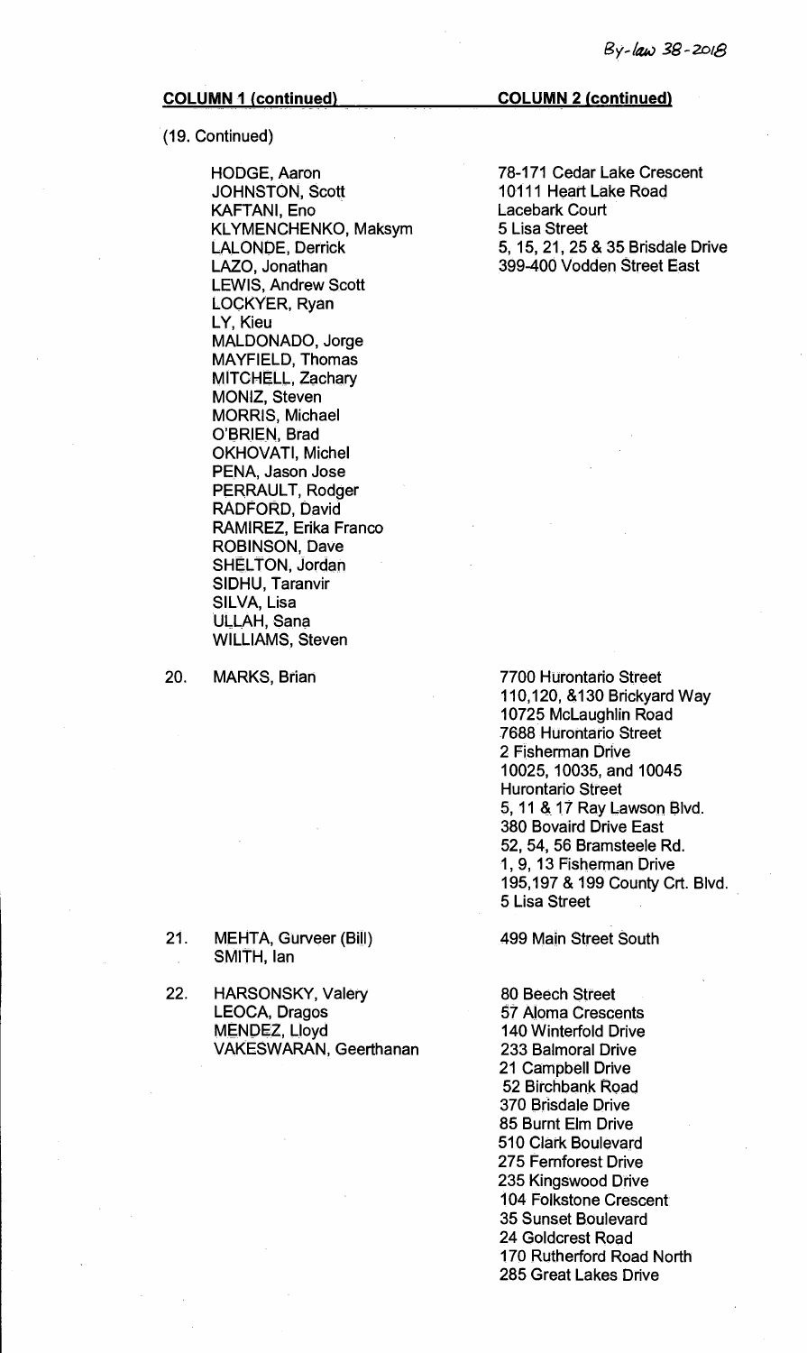By-law 38-2018

| COLUMN 1 (continued) | COLUMN 2 (continued) |
|---|---|
| (19. Continued) | |
| HODGE, Aaron<br>JOHNSTON, Scott<br>KAFTANI, Eno<br>KLYMENCHENKO, Maksym<br>LALONDE, Derrick<br>LAZO, Jonathan<br>LEWIS, Andrew Scott<br>LOCKYER, Ryan<br>LY, Kieu<br>MALDONADO, Jorge<br>MAYFIELD, Thomas<br>MITCHELL, Zachary<br>MONIZ, Steven<br>MORRIS, Michael<br>O'BRIEN, Brad<br>OKHOVATI, Michel<br>PENA, Jason Jose<br>PERRAULT, Rodger<br>RADFORD, David<br>RAMIREZ, Erika Franco<br>ROBINSON, Dave<br>SHELTON, Jordan<br>SIDHU, Taranvir<br>SILVA, Lisa<br>ULLAH, Sana<br>WILLIAMS, Steven | 78-171 Cedar Lake Crescent<br>10111 Heart Lake Road<br>Lacebark Court<br>5 Lisa Street<br>5, 15, 21, 25 & 35 Brisdale Drive<br>399-400 Vodden Street East |
| 20. MARKS, Brian | 7700 Hurontario Street<br>110,120, &130 Brickyard Way<br>10725 McLaughlin Road<br>7688 Hurontario Street<br>2 Fisherman Drive<br>10025, 10035, and 10045 Hurontario Street<br>5, 11 & 17 Ray Lawson Blvd.<br>380 Bovaird Drive East<br>52, 54, 56 Bramsteele Rd.<br>1, 9, 13 Fisherman Drive<br>195,197 & 199 County Crt. Blvd.<br>5 Lisa Street |
| 21. MEHTA, Gurveer (Bill)<br>SMITH, Ian | 499 Main Street South |
| 22. HARSONSKY, Valery<br>LEOCA, Dragos<br>MENDEZ, Lloyd<br>VAKESWARAN, Geerthanan | 80 Beech Street<br>57 Aloma Crescents<br>140 Winterfold Drive<br>233 Balmoral Drive<br>21 Campbell Drive<br>52 Birchbank Road<br>370 Brisdale Drive<br>85 Burnt Elm Drive<br>510 Clark Boulevard<br>275 Fernforest Drive<br>235 Kingswood Drive<br>104 Folkstone Crescent<br>35 Sunset Boulevard<br>24 Goldcrest Road<br>170 Rutherford Road North<br>285 Great Lakes Drive |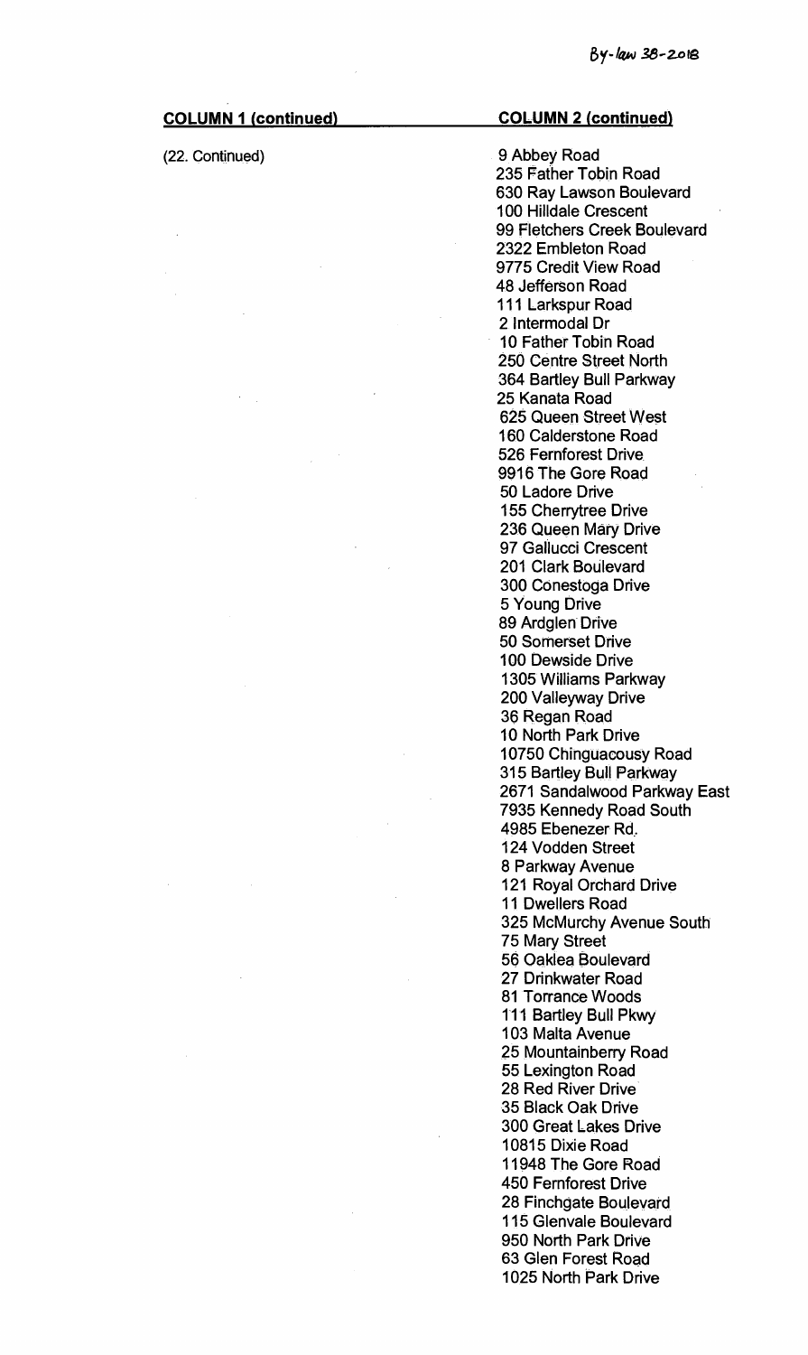By-law 38-2018

| COLUMN 1 (continued) | COLUMN 2 (continued) |
| --- | --- |
| (22. Continued) | 9 Abbey Road |
| | 235 Father Tobin Road |
| | 630 Ray Lawson Boulevard |
| | 100 Hilldale Crescent |
| | 99 Fletchers Creek Boulevard |
| | 2322 Embleton Road |
| | 9775 Credit View Road |
| | 48 Jefferson Road |
| | 111 Larkspur Road |
| | 2 Intermodal Dr |
| | 10 Father Tobin Road |
| | 250 Centre Street North |
| | 364 Bartley Bull Parkway |
| | 25 Kanata Road |
| | 625 Queen Street West |
| | 160 Calderstone Road |
| | 526 Fernforest Drive |
| | 9916 The Gore Road |
| | 50 Ladore Drive |
| | 155 Cherrytree Drive |
| | 236 Queen Mary Drive |
| | 97 Gallucci Crescent |
| | 201 Clark Boulevard |
| | 300 Conestoga Drive |
| | 5 Young Drive |
| | 89 Ardglen Drive |
| | 50 Somerset Drive |
| | 100 Dewside Drive |
| | 1305 Williams Parkway |
| | 200 Valleyway Drive |
| | 36 Regan Road |
| | 10 North Park Drive |
| | 10750 Chinguacousy Road |
| | 315 Bartley Bull Parkway |
| | 2671 Sandalwood Parkway East |
| | 7935 Kennedy Road South |
| | 4985 Ebenezer Rd. |
| | 124 Vodden Street |
| | 8 Parkway Avenue |
| | 121 Royal Orchard Drive |
| | 11 Dwellers Road |
| | 325 McMurchy Avenue South |
| | 75 Mary Street |
| | 56 Oaklea Boulevard |
| | 27 Drinkwater Road |
| | 81 Torrance Woods |
| | 111 Bartley Bull Pkwy |
| | 103 Malta Avenue |
| | 25 Mountainberry Road |
| | 55 Lexington Road |
| | 28 Red River Drive |
| | 35 Black Oak Drive |
| | 300 Great Lakes Drive |
| | 10815 Dixie Road |
| | 11948 The Gore Road |
| | 450 Fernforest Drive |
| | 28 Finchgate Boulevard |
| | 115 Glenvale Boulevard |
| | 950 North Park Drive |
| | 63 Glen Forest Road |
| | 1025 North Park Drive |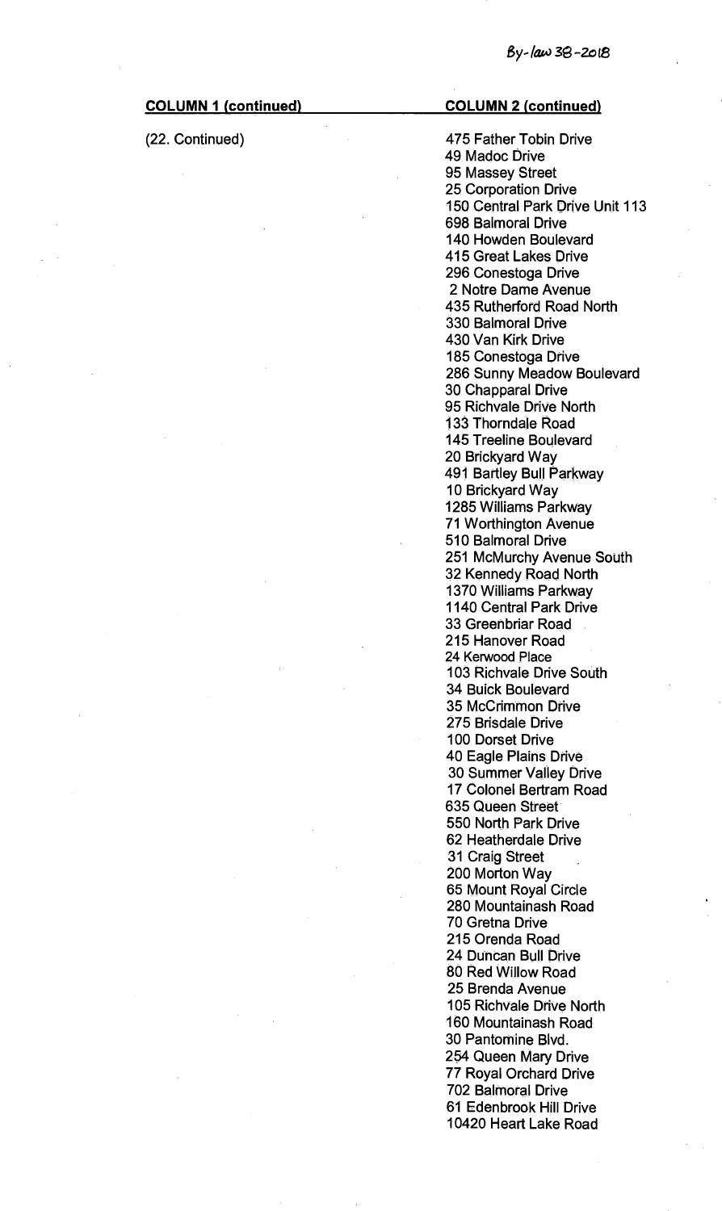| COLUMN 1 (continued) | COLUMN 2 (continued) |
| --- | --- |
| (22. Continued) | 475 Father Tobin Drive |
| | 49 Madoc Drive |
| | 95 Massey Street |
| | 25 Corporation Drive |
| | 150 Central Park Drive Unit 113 |
| | 698 Balmoral Drive |
| | 140 Howden Boulevard |
| | 415 Great Lakes Drive |
| | 296 Conestoga Drive |
| | 2 Notre Dame Avenue |
| | 435 Rutherford Road North |
| | 330 Balmoral Drive |
| | 430 Van Kirk Drive |
| | 185 Conestoga Drive |
| | 286 Sunny Meadow Boulevard |
| | 30 Chapparal Drive |
| | 95 Richvale Drive North |
| | 133 Thorndale Road |
| | 145 Treeline Boulevard |
| | 20 Brickyard Way |
| | 491 Bartley Bull Parkway |
| | 10 Brickyard Way |
| | 1285 Williams Parkway |
| | 71 Worthington Avenue |
| | 510 Balmoral Drive |
| | 251 McMurchy Avenue South |
| | 32 Kennedy Road North |
| | 1370 Williams Parkway |
| | 1140 Central Park Drive |
| | 33 Greenbriar Road |
| | 215 Hanover Road |
| | 24 Kerwood Place |
| | 103 Richvale Drive South |
| | 34 Buick Boulevard |
| | 35 McCrimmon Drive |
| | 275 Brisdale Drive |
| | 100 Dorset Drive |
| | 40 Eagle Plains Drive |
| | 30 Summer Valley Drive |
| | 17 Colonel Bertram Road |
| | 635 Queen Street |
| | 550 North Park Drive |
| | 62 Heatherdale Drive |
| | 31 Craig Street |
| | 200 Morton Way |
| | 65 Mount Royal Circle |
| | 280 Mountainash Road |
| | 70 Gretna Drive |
| | 215 Orenda Road |
| | 24 Duncan Bull Drive |
| | 80 Red Willow Road |
| | 25 Brenda Avenue |
| | 105 Richvale Drive North |
| | 160 Mountainash Road |
| | 30 Pantomine Blvd. |
| | 254 Queen Mary Drive |
| | 77 Royal Orchard Drive |
| | 702 Balmoral Drive |
| | 61 Edenbrook Hill Drive |
| | 10420 Heart Lake Road |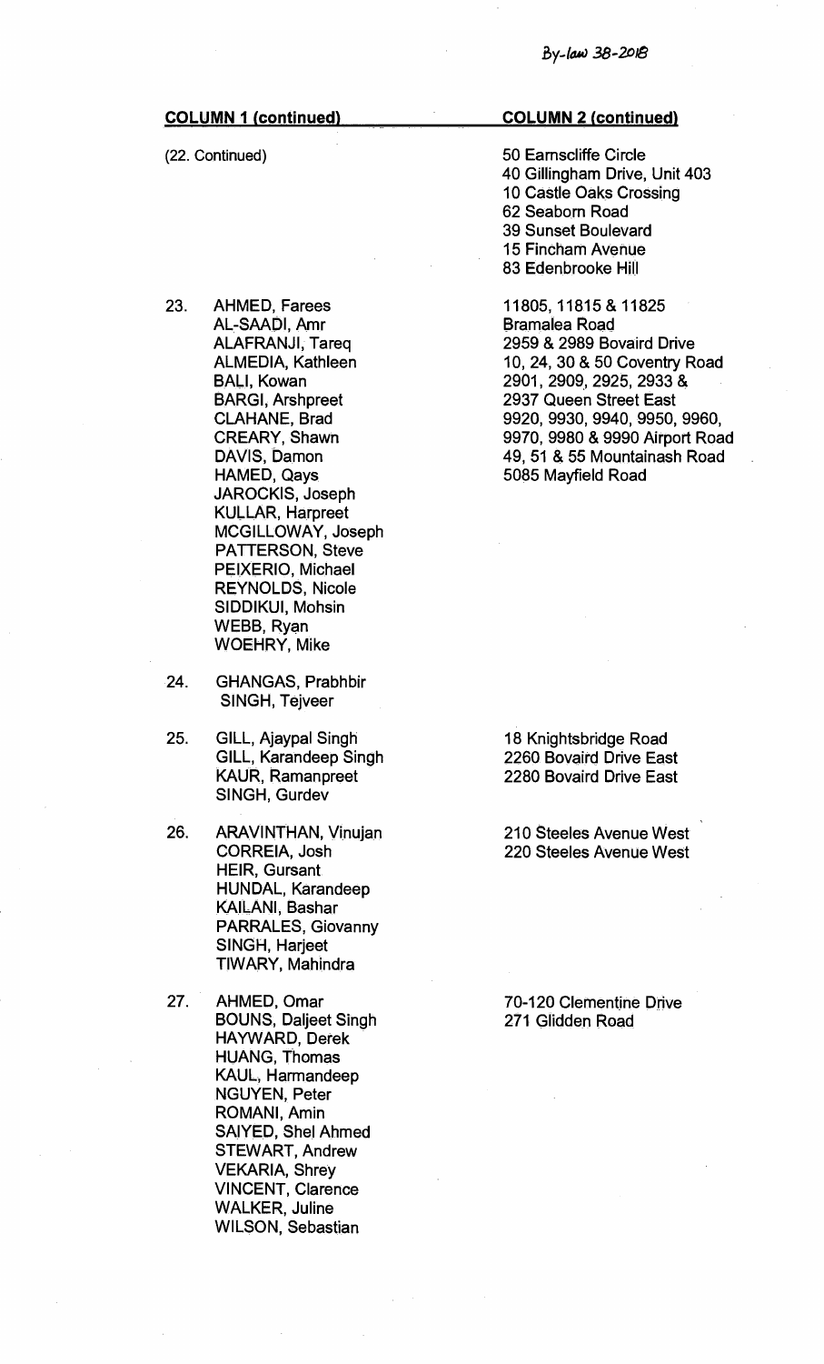| COLUMN 1 (continued) | COLUMN 2 (continued) |
|---|---|
| (22. Continued) | 50 Earnscliffe Circle<br>40 Gillingham Drive, Unit 403<br>10 Castle Oaks Crossing<br>62 Seaborn Road<br>39 Sunset Boulevard<br>15 Fincham Avenue<br>83 Edenbrooke Hill |
| 23. AHMED, Farees<br>AL-SAADI, Amr<br>ALAFRANJI, Tareq<br>ALMEDIA, Kathleen<br>BALI, Kowan<br>BARGI, Arshpreet<br>CLAHANE, Brad<br>CREARY, Shawn<br>DAVIS, Damon<br>HAMED, Qays<br>JAROCKIS, Joseph<br>KULLAR, Harpreet<br>MCGILLOWAY, Joseph<br>PATTERSON, Steve<br>PEIXERIO, Michael<br>REYNOLDS, Nicole<br>SIDDIKUI, Mohsin<br>WEBB, Ryan<br>WOEHRY, Mike | 11805, 11815 & 11825<br>Bramalea Road<br>2959 & 2989 Bovaird Drive<br>10, 24, 30 & 50 Coventry Road<br>2901, 2909, 2925, 2933 &<br>2937 Queen Street East<br>9920, 9930, 9940, 9950, 9960,<br>9970, 9980 & 9990 Airport Road<br>49, 51 & 55 Mountainash Road<br>5085 Mayfield Road |
| 24. GHANGAS, Prabhbir<br>SINGH, Tejveer | |
| 25. GILL, Ajaypal Singh<br>GILL, Karandeep Singh<br>KAUR, Ramanpreet<br>SINGH, Gurdev | 18 Knightsbridge Road<br>2260 Bovaird Drive East<br>2280 Bovaird Drive East |
| 26. ARAVINTHAN, Vinujan<br>CORREIA, Josh<br>HEIR, Gursant<br>HUNDAL, Karandeep<br>KAILANI, Bashar<br>PARRALES, Giovanny<br>SINGH, Harjeet<br>TIWARY, Mahindra | 210 Steeles Avenue West<br>220 Steeles Avenue West |
| 27. AHMED, Omar<br>BOUNS, Daljeet Singh<br>HAYWARD, Derek<br>HUANG, Thomas<br>KAUL, Harmandeep<br>NGUYEN, Peter<br>ROMANI, Amin<br>SAIYED, Shel Ahmed<br>STEWART, Andrew<br>VEKARIA, Shrey<br>VINCENT, Clarence<br>WALKER, Juline<br>WILSON, Sebastian | 70-120 Clementine Drive<br>271 Glidden Road |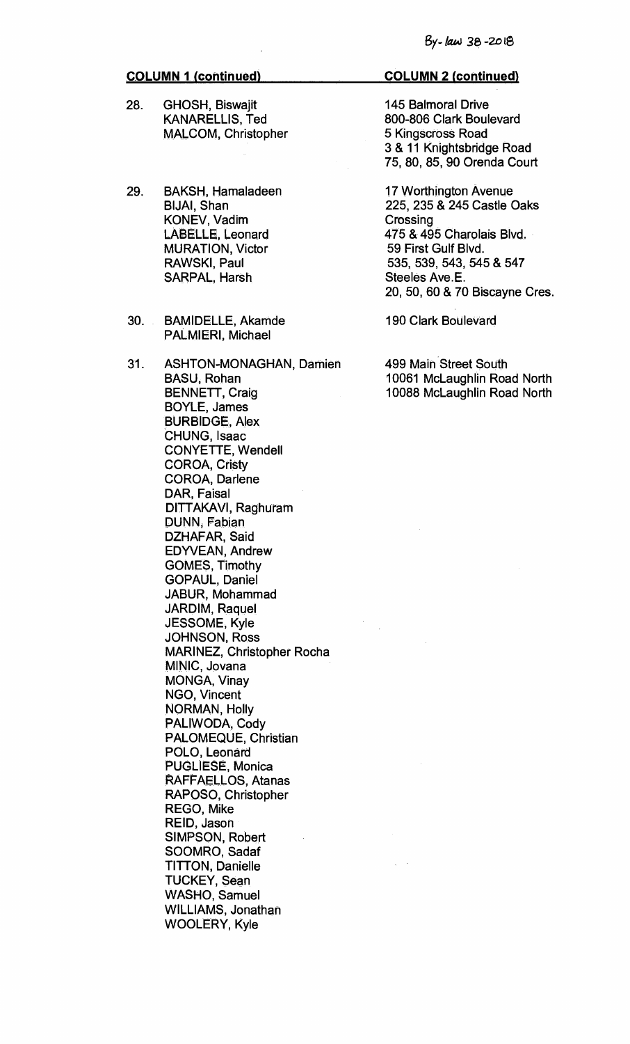| COLUMN 1 (continued) | COLUMN 2 (continued) |
|---|---|
| 28. GHOSH, Biswajit<br>KANARELLIS, Ted<br>MALCOM, Christopher | 145 Balmoral Drive<br>800-806 Clark Boulevard<br>5 Kingscross Road<br>3 & 11 Knightsbridge Road<br>75, 80, 85, 90 Orenda Court |
| 29. BAKSH, Hamaladeen<br>BIJAI, Shan<br>KONEV, Vadim<br>LABELLE, Leonard<br>MURATION, Victor<br>RAWSKI, Paul<br>SARPAL, Harsh | 17 Worthington Avenue<br>225, 235 & 245 Castle Oaks Crossing<br>475 & 495 Charolais Blvd.<br>59 First Gulf Blvd.<br>535, 539, 543, 545 & 547 Steeles Ave.E.<br>20, 50, 60 & 70 Biscayne Cres. |
| 30. BAMIDELLE, Akamde<br>PALMIERI, Michael | 190 Clark Boulevard |
| 31. ASHTON-MONAGHAN, Damien<br>BASU, Rohan<br>BENNETT, Craig<br>BOYLE, James<br>BURBIDGE, Alex<br>CHUNG, Isaac<br>CONYETTE, Wendell<br>COROA, Cristy<br>COROA, Darlene<br>DAR, Faisal<br>DITTAKAVI, Raghuram<br>DUNN, Fabian<br>DZHAFAR, Said<br>EDYVEAN, Andrew<br>GOMES, Timothy<br>GOPAUL, Daniel<br>JABUR, Mohammad<br>JARDIM, Raquel<br>JESSOME, Kyle<br>JOHNSON, Ross<br>MARINEZ, Christopher Rocha<br>MINIC, Jovana<br>MONGA, Vinay<br>NGO, Vincent<br>NORMAN, Holly<br>PALIWODA, Cody<br>PALOMEQUE, Christian<br>POLO, Leonard<br>PUGLIESE, Monica<br>RAFFAELLOS, Atanas<br>RAPOSO, Christopher<br>REGO, Mike<br>REID, Jason<br>SIMPSON, Robert<br>SOOMRO, Sadaf<br>TITTON, Danielle<br>TUCKEY, Sean<br>WASHO, Samuel<br>WILLIAMS, Jonathan<br>WOOLERY, Kyle | 499 Main Street South<br>10061 McLaughlin Road North<br>10088 McLaughlin Road North |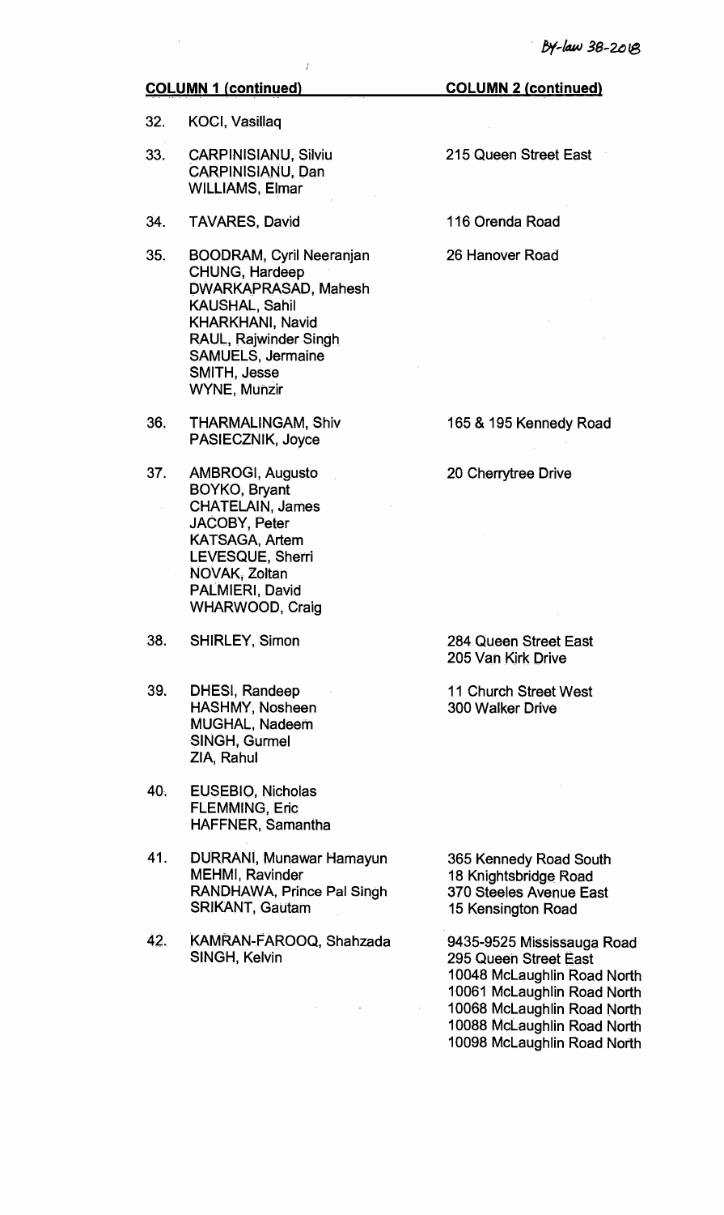*By-law 38-2018*

| | COLUMN 1 (continued) | COLUMN 2 (continued) |
|---|---|---|
| 32. | KOCI, Vasillaq | |
| 33. | CARPINISIANU, Silviu<br>CARPINISIANU, Dan<br>WILLIAMS, Elmar | 215 Queen Street East |
| 34. | TAVARES, David | 116 Orenda Road |
| 35. | BOODRAM, Cyril Neeranjan<br>CHUNG, Hardeep<br>DWARKAPRASAD, Mahesh<br>KAUSHAL, Sahil<br>KHARKHANI, Navid<br>RAUL, Rajwinder Singh<br>SAMUELS, Jermaine<br>SMITH, Jesse<br>WYNE, Munzir | 26 Hanover Road |
| 36. | THARMALINGAM, Shiv<br>PASIECZNIK, Joyce | 165 & 195 Kennedy Road |
| 37. | AMBROGI, Augusto<br>BOYKO, Bryant<br>CHATELAIN, James<br>JACOBY, Peter<br>KATSAGA, Artem<br>LEVESQUE, Sherri<br>NOVAK, Zoltan<br>PALMIERI, David<br>WHARWOOD, Craig | 20 Cherrytree Drive |
| 38. | SHIRLEY, Simon | 284 Queen Street East<br>205 Van Kirk Drive |
| 39. | DHESI, Randeep<br>HASHMY, Nosheen<br>MUGHAL, Nadeem<br>SINGH, Gurmel<br>ZIA, Rahul | 11 Church Street West<br>300 Walker Drive |
| 40. | EUSEBIO, Nicholas<br>FLEMMING, Eric<br>HAFFNER, Samantha | |
| 41. | DURRANI, Munawar Hamayun<br>MEHMI, Ravinder<br>RANDHAWA, Prince Pal Singh<br>SRIKANT, Gautam | 365 Kennedy Road South<br>18 Knightsbridge Road<br>370 Steeles Avenue East<br>15 Kensington Road |
| 42. | KAMRAN-FAROOQ, Shahzada<br>SINGH, Kelvin | 9435-9525 Mississauga Road<br>295 Queen Street East<br>10048 McLaughlin Road North<br>10061 McLaughlin Road North<br>10068 McLaughlin Road North<br>10088 McLaughlin Road North<br>10098 McLaughlin Road North |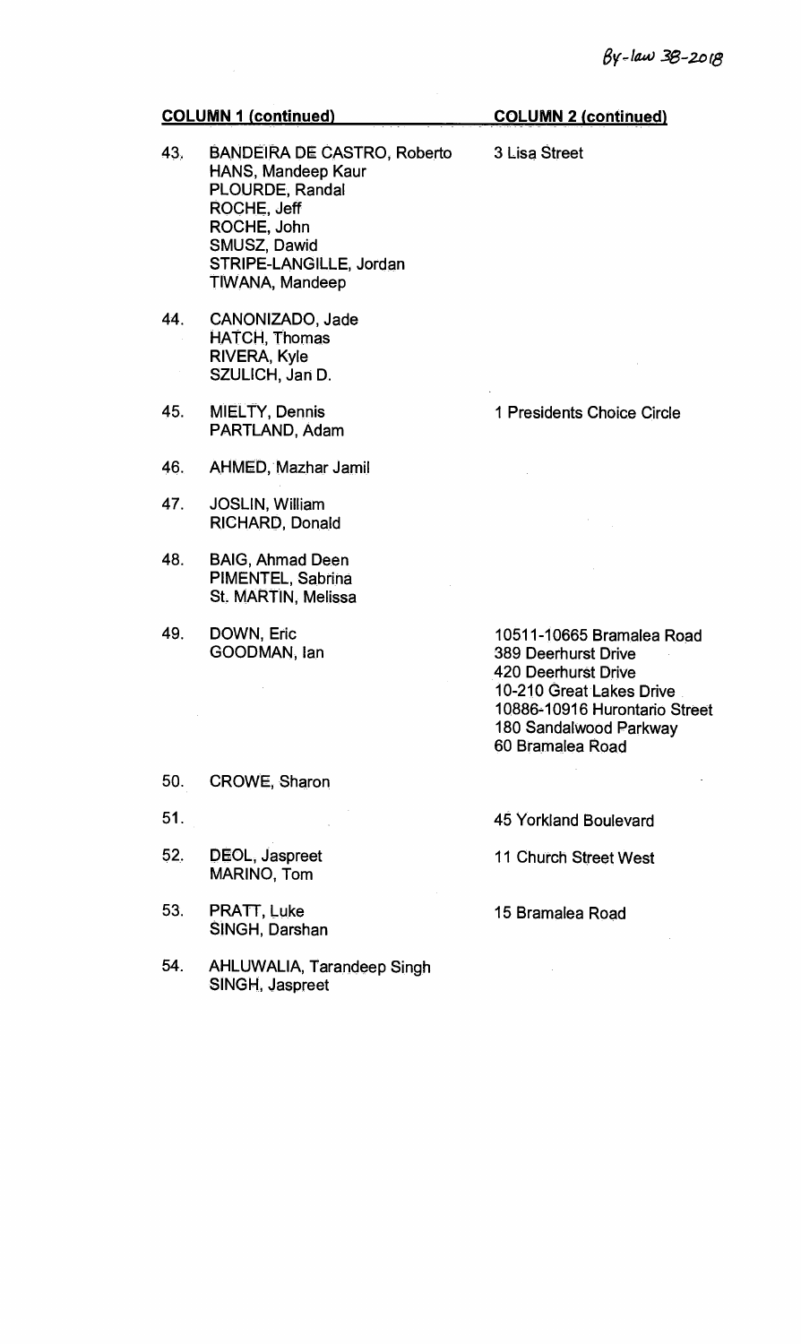By-law 38-2018

| COLUMN 1 (continued) | | COLUMN 2 (continued) |
|---|---|---|
| 43. | BANDEIRA DE CASTRO, Roberto<br>HANS, Mandeep Kaur<br>PLOURDE, Randal<br>ROCHE, Jeff<br>ROCHE, John<br>SMUSZ, Dawid<br>STRIPE-LANGILLE, Jordan<br>TIWANA, Mandeep | 3 Lisa Street |
| 44. | CANONIZADO, Jade<br>HATCH, Thomas<br>RIVERA, Kyle<br>SZULICH, Jan D. | |
| 45. | MIELTY, Dennis<br>PARTLAND, Adam | 1 Presidents Choice Circle |
| 46. | AHMED, Mazhar Jamil | |
| 47. | JOSLIN, William<br>RICHARD, Donald | |
| 48. | BAIG, Ahmad Deen<br>PIMENTEL, Sabrina<br>St. MARTIN, Melissa | |
| 49. | DOWN, Eric<br>GOODMAN, Ian | 10511-10665 Bramalea Road<br>389 Deerhurst Drive<br>420 Deerhurst Drive<br>10-210 Great Lakes Drive<br>10886-10916 Hurontario Street<br>180 Sandalwood Parkway<br>60 Bramalea Road |
| 50. | CROWE, Sharon | |
| 51. | | 45 Yorkland Boulevard |
| 52. | DEOL, Jaspreet<br>MARINO, Tom | 11 Church Street West |
| 53. | PRATT, Luke<br>SINGH, Darshan | 15 Bramalea Road |
| 54. | AHLUWALIA, Tarandeep Singh<br>SINGH, Jaspreet | |